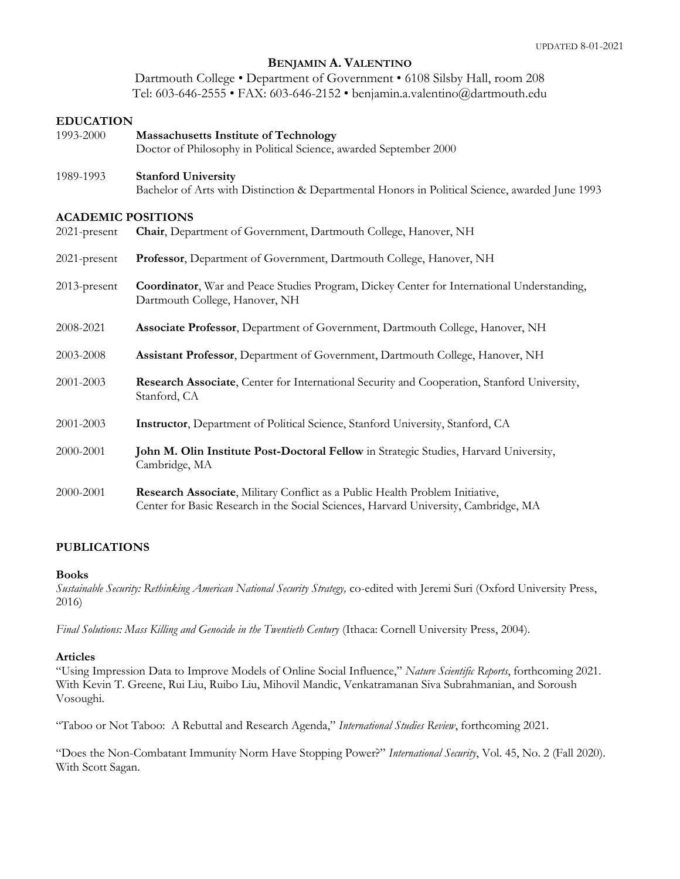UPDATED 8-01-2021

# BENJAMIN A. VALENTINO

Dartmouth College • Department of Government • 6108 Silsby Hall, room 208
Tel: 603-646-2555 • FAX: 603-646-2152 • benjamin.a.valentino@dartmouth.edu

## EDUCATION

1993-2000 **Massachusetts Institute of Technology**
Doctor of Philosophy in Political Science, awarded September 2000

1989-1993 **Stanford University**
Bachelor of Arts with Distinction & Departmental Honors in Political Science, awarded June 1993

## ACADEMIC POSITIONS

2021-present **Chair**, Department of Government, Dartmouth College, Hanover, NH

2021-present **Professor**, Department of Government, Dartmouth College, Hanover, NH

2013-present **Coordinator**, War and Peace Studies Program, Dickey Center for International Understanding, Dartmouth College, Hanover, NH

2008-2021 **Associate Professor**, Department of Government, Dartmouth College, Hanover, NH

2003-2008 **Assistant Professor**, Department of Government, Dartmouth College, Hanover, NH

2001-2003 **Research Associate**, Center for International Security and Cooperation, Stanford University, Stanford, CA

2001-2003 **Instructor**, Department of Political Science, Stanford University, Stanford, CA

2000-2001 **John M. Olin Institute Post-Doctoral Fellow** in Strategic Studies, Harvard University, Cambridge, MA

2000-2001 **Research Associate**, Military Conflict as a Public Health Problem Initiative, Center for Basic Research in the Social Sciences, Harvard University, Cambridge, MA

## PUBLICATIONS

### Books

*Sustainable Security: Rethinking American National Security Strategy,* co-edited with Jeremi Suri (Oxford University Press, 2016)

*Final Solutions: Mass Killing and Genocide in the Twentieth Century* (Ithaca: Cornell University Press, 2004).

### Articles

"Using Impression Data to Improve Models of Online Social Influence," *Nature Scientific Reports*, forthcoming 2021. With Kevin T. Greene, Rui Liu, Ruibo Liu, Mihovil Mandic, Venkatramanan Siva Subrahmanian, and Soroush Vosoughi.

"Taboo or Not Taboo: A Rebuttal and Research Agenda," *International Studies Review*, forthcoming 2021.

"Does the Non-Combatant Immunity Norm Have Stopping Power?" *International Security*, Vol. 45, No. 2 (Fall 2020). With Scott Sagan.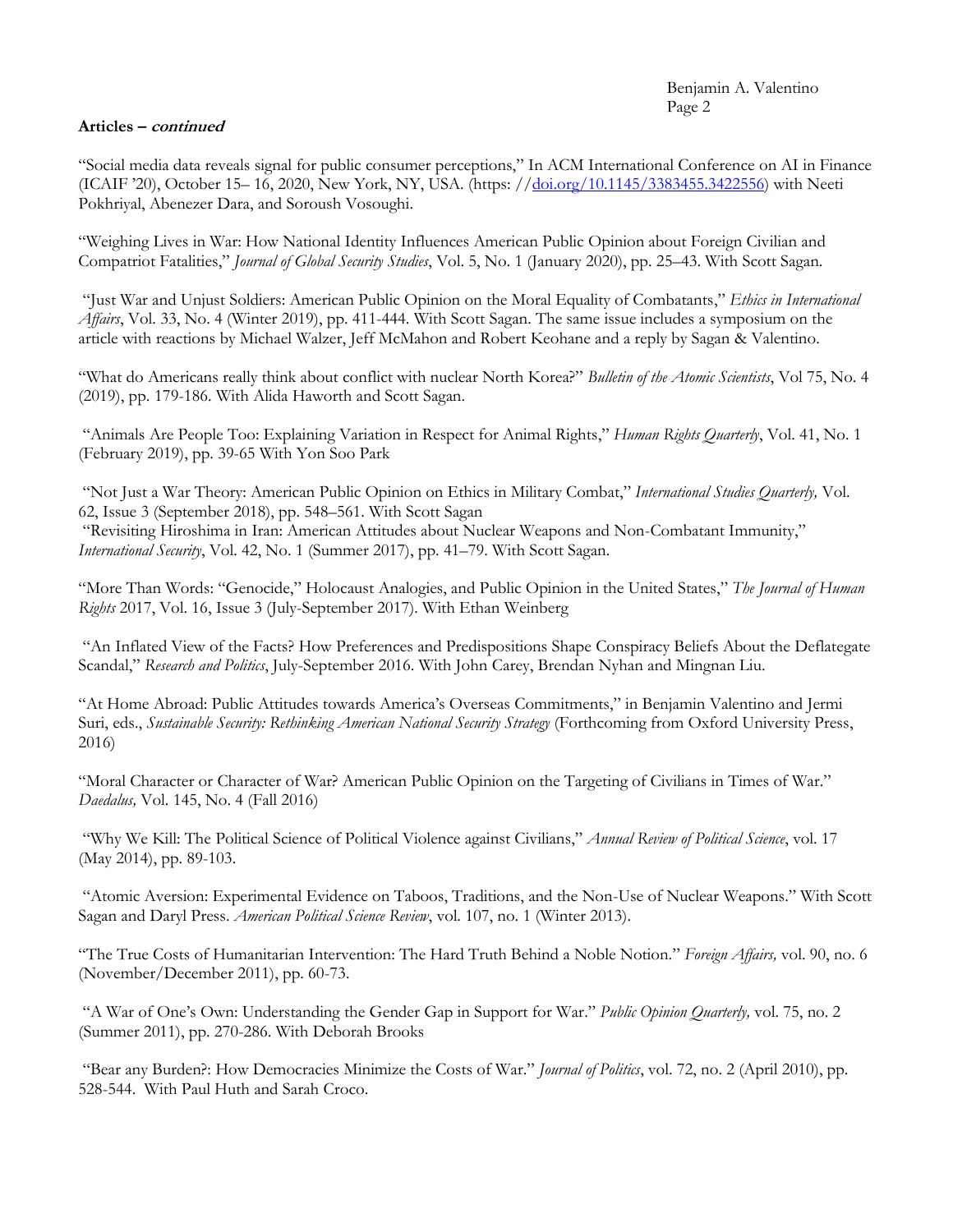**Articles – *continued***

"Social media data reveals signal for public consumer perceptions," In ACM International Conference on AI in Finance (ICAIF '20), October 15– 16, 2020, New York, NY, USA. (https: //[doi.org/10.1145/3383455.3422556](https://doi.org/10.1145/3383455.3422556)) with Neeti Pokhriyal, Abenezer Dara, and Soroush Vosoughi.

"Weighing Lives in War: How National Identity Influences American Public Opinion about Foreign Civilian and Compatriot Fatalities," *Journal of Global Security Studies*, Vol. 5, No. 1 (January 2020), pp. 25–43. With Scott Sagan.

"Just War and Unjust Soldiers: American Public Opinion on the Moral Equality of Combatants," *Ethics in International Affairs*, Vol. 33, No. 4 (Winter 2019), pp. 411-444. With Scott Sagan. The same issue includes a symposium on the article with reactions by Michael Walzer, Jeff McMahon and Robert Keohane and a reply by Sagan & Valentino.

"What do Americans really think about conflict with nuclear North Korea?" *Bulletin of the Atomic Scientists*, Vol 75, No. 4 (2019), pp. 179-186. With Alida Haworth and Scott Sagan.

"Animals Are People Too: Explaining Variation in Respect for Animal Rights," *Human Rights Quarterly*, Vol. 41, No. 1 (February 2019), pp. 39-65 With Yon Soo Park

"Not Just a War Theory: American Public Opinion on Ethics in Military Combat," *International Studies Quarterly,* Vol. 62, Issue 3 (September 2018), pp. 548–561. With Scott Sagan

"Revisiting Hiroshima in Iran: American Attitudes about Nuclear Weapons and Non-Combatant Immunity," *International Security*, Vol. 42, No. 1 (Summer 2017), pp. 41–79. With Scott Sagan.

"More Than Words: "Genocide," Holocaust Analogies, and Public Opinion in the United States," *The Journal of Human Rights* 2017, Vol. 16, Issue 3 (July-September 2017). With Ethan Weinberg

"An Inflated View of the Facts? How Preferences and Predispositions Shape Conspiracy Beliefs About the Deflategate Scandal," *Research and Politics*, July-September 2016. With John Carey, Brendan Nyhan and Mingnan Liu.

"At Home Abroad: Public Attitudes towards America's Overseas Commitments," in Benjamin Valentino and Jermi Suri, eds., *Sustainable Security: Rethinking American National Security Strategy* (Forthcoming from Oxford University Press, 2016)

"Moral Character or Character of War? American Public Opinion on the Targeting of Civilians in Times of War." *Daedalus,* Vol. 145, No. 4 (Fall 2016)

"Why We Kill: The Political Science of Political Violence against Civilians," *Annual Review of Political Science*, vol. 17 (May 2014), pp. 89-103.

"Atomic Aversion: Experimental Evidence on Taboos, Traditions, and the Non-Use of Nuclear Weapons." With Scott Sagan and Daryl Press. *American Political Science Review*, vol. 107, no. 1 (Winter 2013).

"The True Costs of Humanitarian Intervention: The Hard Truth Behind a Noble Notion." *Foreign Affairs,* vol. 90, no. 6 (November/December 2011), pp. 60-73.

"A War of One's Own: Understanding the Gender Gap in Support for War." *Public Opinion Quarterly,* vol. 75, no. 2 (Summer 2011), pp. 270-286. With Deborah Brooks

"Bear any Burden?: How Democracies Minimize the Costs of War." *Journal of Politics*, vol. 72, no. 2 (April 2010), pp. 528-544. With Paul Huth and Sarah Croco.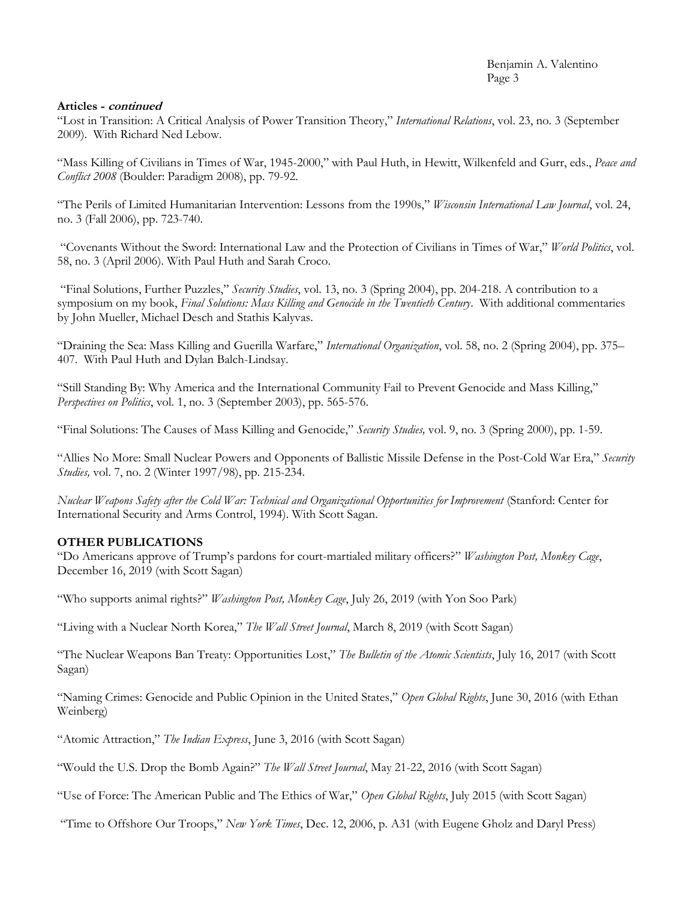**Articles - *continued***

"Lost in Transition: A Critical Analysis of Power Transition Theory," *International Relations*, vol. 23, no. 3 (September 2009). With Richard Ned Lebow.

"Mass Killing of Civilians in Times of War, 1945-2000," with Paul Huth, in Hewitt, Wilkenfeld and Gurr, eds., *Peace and Conflict 2008* (Boulder: Paradigm 2008), pp. 79-92.

"The Perils of Limited Humanitarian Intervention: Lessons from the 1990s," *Wisconsin International Law Journal*, vol. 24, no. 3 (Fall 2006), pp. 723-740.

"Covenants Without the Sword: International Law and the Protection of Civilians in Times of War," *World Politics*, vol. 58, no. 3 (April 2006). With Paul Huth and Sarah Croco.

"Final Solutions, Further Puzzles," *Security Studies*, vol. 13, no. 3 (Spring 2004), pp. 204-218. A contribution to a symposium on my book, *Final Solutions: Mass Killing and Genocide in the Twentieth Century*. With additional commentaries by John Mueller, Michael Desch and Stathis Kalyvas.

"Draining the Sea: Mass Killing and Guerilla Warfare," *International Organization*, vol. 58, no. 2 (Spring 2004), pp. 375–407. With Paul Huth and Dylan Balch-Lindsay.

"Still Standing By: Why America and the International Community Fail to Prevent Genocide and Mass Killing," *Perspectives on Politics*, vol. 1, no. 3 (September 2003), pp. 565-576.

"Final Solutions: The Causes of Mass Killing and Genocide," *Security Studies,* vol. 9, no. 3 (Spring 2000), pp. 1-59.

"Allies No More: Small Nuclear Powers and Opponents of Ballistic Missile Defense in the Post-Cold War Era," *Security Studies,* vol. 7, no. 2 (Winter 1997/98), pp. 215-234.

*Nuclear Weapons Safety after the Cold War: Technical and Organizational Opportunities for Improvement* (Stanford: Center for International Security and Arms Control, 1994). With Scott Sagan.

## OTHER PUBLICATIONS

"Do Americans approve of Trump's pardons for court-martialed military officers?" *Washington Post, Monkey Cage*, December 16, 2019 (with Scott Sagan)

"Who supports animal rights?" *Washington Post, Monkey Cage*, July 26, 2019 (with Yon Soo Park)

"Living with a Nuclear North Korea," *The Wall Street Journal*, March 8, 2019 (with Scott Sagan)

"The Nuclear Weapons Ban Treaty: Opportunities Lost," *The Bulletin of the Atomic Scientists*, July 16, 2017 (with Scott Sagan)

"Naming Crimes: Genocide and Public Opinion in the United States," *Open Global Rights*, June 30, 2016 (with Ethan Weinberg)

"Atomic Attraction," *The Indian Express*, June 3, 2016 (with Scott Sagan)

"Would the U.S. Drop the Bomb Again?" *The Wall Street Journal*, May 21-22, 2016 (with Scott Sagan)

"Use of Force: The American Public and The Ethics of War," *Open Global Rights*, July 2015 (with Scott Sagan)

"Time to Offshore Our Troops," *New York Times*, Dec. 12, 2006, p. A31 (with Eugene Gholz and Daryl Press)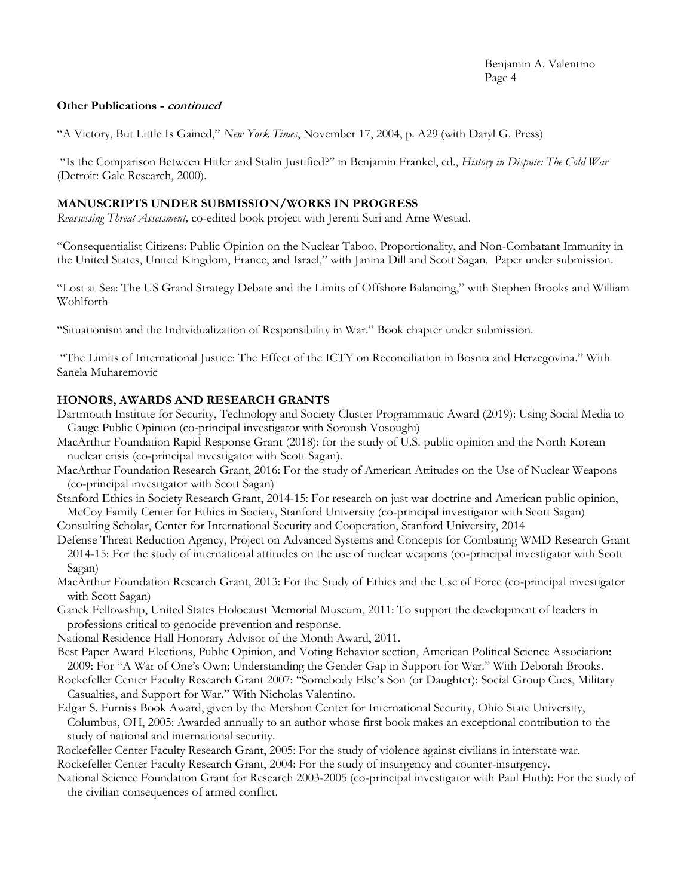**Other Publications - *continued***

"A Victory, But Little Is Gained," *New York Times*, November 17, 2004, p. A29 (with Daryl G. Press)

"Is the Comparison Between Hitler and Stalin Justified?" in Benjamin Frankel, ed., *History in Dispute: The Cold War* (Detroit: Gale Research, 2000).

## MANUSCRIPTS UNDER SUBMISSION/WORKS IN PROGRESS

*Reassessing Threat Assessment,* co-edited book project with Jeremi Suri and Arne Westad.

"Consequentialist Citizens: Public Opinion on the Nuclear Taboo, Proportionality, and Non-Combatant Immunity in the United States, United Kingdom, France, and Israel," with Janina Dill and Scott Sagan. Paper under submission.

"Lost at Sea: The US Grand Strategy Debate and the Limits of Offshore Balancing," with Stephen Brooks and William Wohlforth

"Situationism and the Individualization of Responsibility in War." Book chapter under submission.

"The Limits of International Justice: The Effect of the ICTY on Reconciliation in Bosnia and Herzegovina." With Sanela Muharemovic

## HONORS, AWARDS AND RESEARCH GRANTS

Dartmouth Institute for Security, Technology and Society Cluster Programmatic Award (2019): Using Social Media to Gauge Public Opinion (co-principal investigator with Soroush Vosoughi)

MacArthur Foundation Rapid Response Grant (2018): for the study of U.S. public opinion and the North Korean nuclear crisis (co-principal investigator with Scott Sagan).

MacArthur Foundation Research Grant, 2016: For the study of American Attitudes on the Use of Nuclear Weapons (co-principal investigator with Scott Sagan)

Stanford Ethics in Society Research Grant, 2014-15: For research on just war doctrine and American public opinion, McCoy Family Center for Ethics in Society, Stanford University (co-principal investigator with Scott Sagan)

Consulting Scholar, Center for International Security and Cooperation, Stanford University, 2014

Defense Threat Reduction Agency, Project on Advanced Systems and Concepts for Combating WMD Research Grant 2014-15: For the study of international attitudes on the use of nuclear weapons (co-principal investigator with Scott Sagan)

MacArthur Foundation Research Grant, 2013: For the Study of Ethics and the Use of Force (co-principal investigator with Scott Sagan)

Ganek Fellowship, United States Holocaust Memorial Museum, 2011: To support the development of leaders in professions critical to genocide prevention and response.

National Residence Hall Honorary Advisor of the Month Award, 2011.

Best Paper Award Elections, Public Opinion, and Voting Behavior section, American Political Science Association: 2009: For "A War of One's Own: Understanding the Gender Gap in Support for War." With Deborah Brooks.

Rockefeller Center Faculty Research Grant 2007: "Somebody Else's Son (or Daughter): Social Group Cues, Military Casualties, and Support for War." With Nicholas Valentino.

Edgar S. Furniss Book Award, given by the Mershon Center for International Security, Ohio State University, Columbus, OH, 2005: Awarded annually to an author whose first book makes an exceptional contribution to the study of national and international security.

Rockefeller Center Faculty Research Grant, 2005: For the study of violence against civilians in interstate war.

Rockefeller Center Faculty Research Grant, 2004: For the study of insurgency and counter-insurgency.

National Science Foundation Grant for Research 2003-2005 (co-principal investigator with Paul Huth): For the study of the civilian consequences of armed conflict.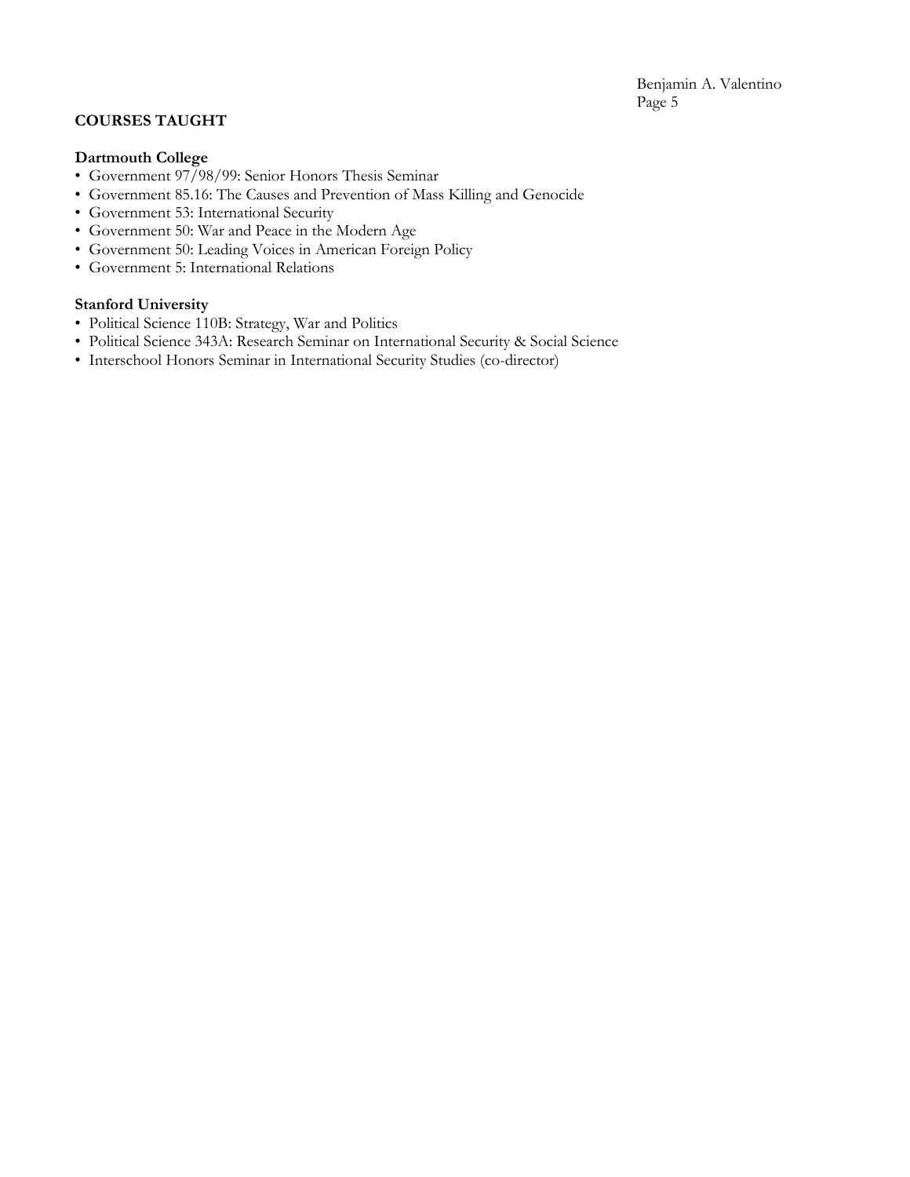## COURSES TAUGHT

### Dartmouth College

- Government 97/98/99: Senior Honors Thesis Seminar
- Government 85.16: The Causes and Prevention of Mass Killing and Genocide
- Government 53: International Security
- Government 50: War and Peace in the Modern Age
- Government 50: Leading Voices in American Foreign Policy
- Government 5: International Relations

### Stanford University

- Political Science 110B: Strategy, War and Politics
- Political Science 343A: Research Seminar on International Security & Social Science
- Interschool Honors Seminar in International Security Studies (co-director)